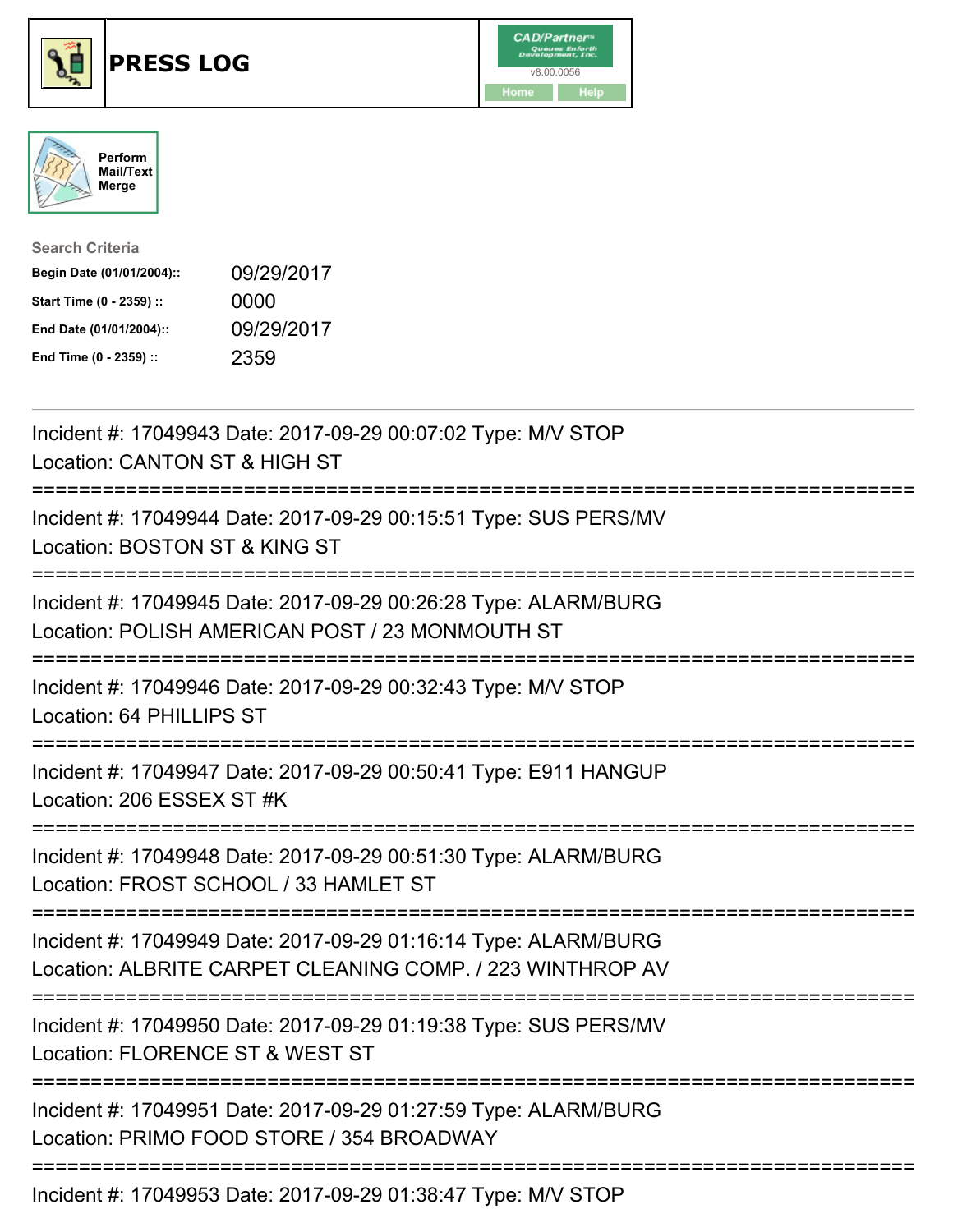# PRESS LOG

Perform Mail/Text Merge

**Search Criteria**

| | |
|---|---|
| **Begin Date (01/01/2004)::** | 09/29/2017 |
| **Start Time (0 - 2359) ::** | 0000 |
| **End Date (01/01/2004)::** | 09/29/2017 |
| **End Time (0 - 2359) ::** | 2359 |

Incident #: 17049943 Date: 2017-09-29 00:07:02 Type: M/V STOP
Location: CANTON ST & HIGH ST

===========================================================================

Incident #: 17049944 Date: 2017-09-29 00:15:51 Type: SUS PERS/MV
Location: BOSTON ST & KING ST

===========================================================================

Incident #: 17049945 Date: 2017-09-29 00:26:28 Type: ALARM/BURG
Location: POLISH AMERICAN POST / 23 MONMOUTH ST

===========================================================================

Incident #: 17049946 Date: 2017-09-29 00:32:43 Type: M/V STOP
Location: 64 PHILLIPS ST

===========================================================================

Incident #: 17049947 Date: 2017-09-29 00:50:41 Type: E911 HANGUP
Location: 206 ESSEX ST #K

===========================================================================

Incident #: 17049948 Date: 2017-09-29 00:51:30 Type: ALARM/BURG
Location: FROST SCHOOL / 33 HAMLET ST

===========================================================================

Incident #: 17049949 Date: 2017-09-29 01:16:14 Type: ALARM/BURG
Location: ALBRITE CARPET CLEANING COMP. / 223 WINTHROP AV

===========================================================================

Incident #: 17049950 Date: 2017-09-29 01:19:38 Type: SUS PERS/MV
Location: FLORENCE ST & WEST ST

===========================================================================

Incident #: 17049951 Date: 2017-09-29 01:27:59 Type: ALARM/BURG
Location: PRIMO FOOD STORE / 354 BROADWAY

===========================================================================

Incident #: 17049953 Date: 2017-09-29 01:38:47 Type: M/V STOP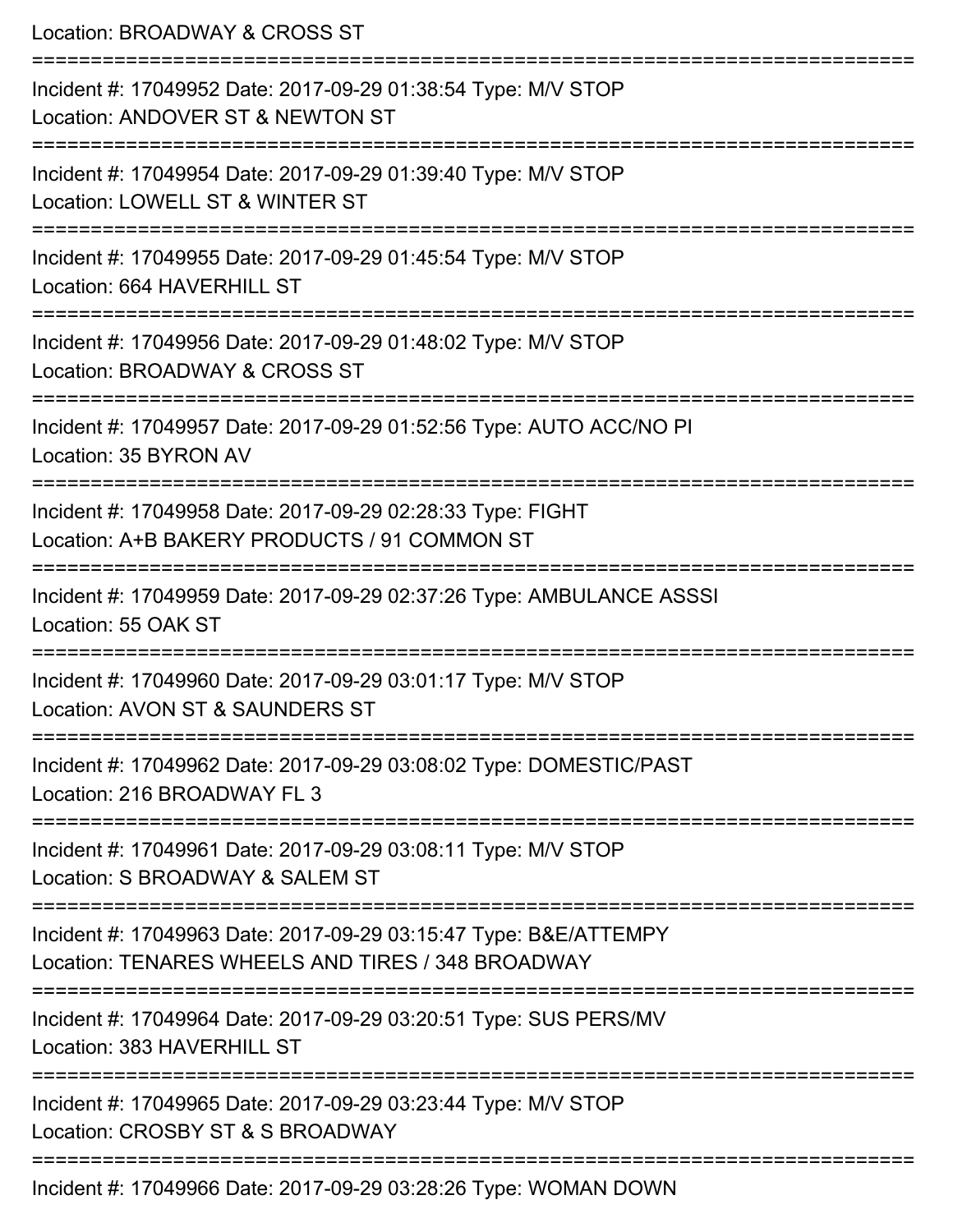Location: BROADWAY & CROSS ST

===========================================================================

Incident #: 17049952 Date: 2017-09-29 01:38:54 Type: M/V STOP

Location: ANDOVER ST & NEWTON ST

===========================================================================

Incident #: 17049954 Date: 2017-09-29 01:39:40 Type: M/V STOP

Location: LOWELL ST & WINTER ST

===========================================================================

Incident #: 17049955 Date: 2017-09-29 01:45:54 Type: M/V STOP

Location: 664 HAVERHILL ST

===========================================================================

Incident #: 17049956 Date: 2017-09-29 01:48:02 Type: M/V STOP

Location: BROADWAY & CROSS ST

===========================================================================

Incident #: 17049957 Date: 2017-09-29 01:52:56 Type: AUTO ACC/NO PI

Location: 35 BYRON AV

===========================================================================

Incident #: 17049958 Date: 2017-09-29 02:28:33 Type: FIGHT

Location: A+B BAKERY PRODUCTS / 91 COMMON ST

===========================================================================

Incident #: 17049959 Date: 2017-09-29 02:37:26 Type: AMBULANCE ASSSI

Location: 55 OAK ST

===========================================================================

Incident #: 17049960 Date: 2017-09-29 03:01:17 Type: M/V STOP

Location: AVON ST & SAUNDERS ST

===========================================================================

Incident #: 17049962 Date: 2017-09-29 03:08:02 Type: DOMESTIC/PAST

Location: 216 BROADWAY FL 3

===========================================================================

Incident #: 17049961 Date: 2017-09-29 03:08:11 Type: M/V STOP

Location: S BROADWAY & SALEM ST

===========================================================================

Incident #: 17049963 Date: 2017-09-29 03:15:47 Type: B&E/ATTEMPY

Location: TENARES WHEELS AND TIRES / 348 BROADWAY

===========================================================================

Incident #: 17049964 Date: 2017-09-29 03:20:51 Type: SUS PERS/MV

Location: 383 HAVERHILL ST

===========================================================================

Incident #: 17049965 Date: 2017-09-29 03:23:44 Type: M/V STOP

Location: CROSBY ST & S BROADWAY

===========================================================================

Incident #: 17049966 Date: 2017-09-29 03:28:26 Type: WOMAN DOWN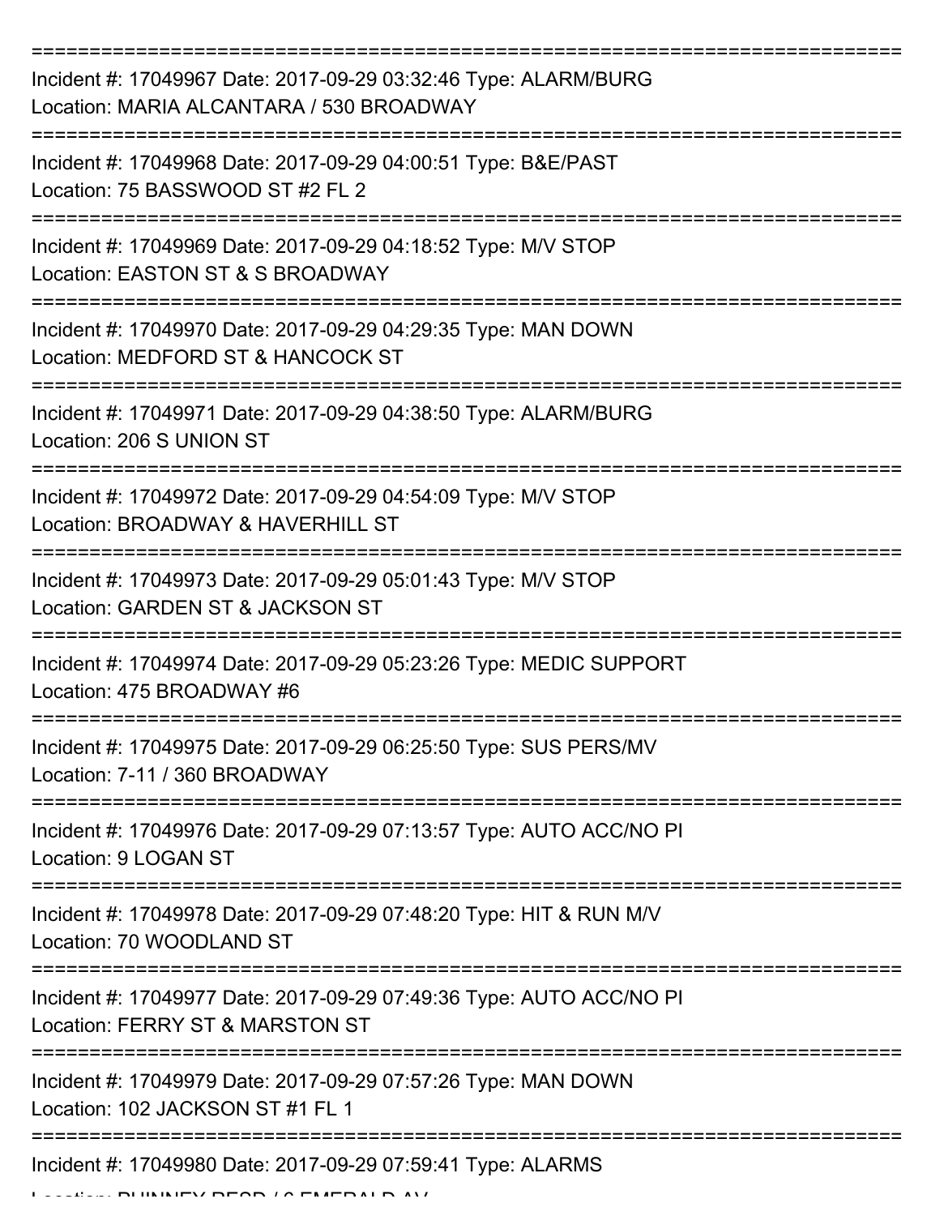===========================================================================

Incident #: 17049967 Date: 2017-09-29 03:32:46 Type: ALARM/BURG
Location: MARIA ALCANTARA / 530 BROADWAY

===========================================================================

Incident #: 17049968 Date: 2017-09-29 04:00:51 Type: B&E/PAST
Location: 75 BASSWOOD ST #2 FL 2

===========================================================================

Incident #: 17049969 Date: 2017-09-29 04:18:52 Type: M/V STOP
Location: EASTON ST & S BROADWAY

===========================================================================

Incident #: 17049970 Date: 2017-09-29 04:29:35 Type: MAN DOWN
Location: MEDFORD ST & HANCOCK ST

===========================================================================

Incident #: 17049971 Date: 2017-09-29 04:38:50 Type: ALARM/BURG
Location: 206 S UNION ST

===========================================================================

Incident #: 17049972 Date: 2017-09-29 04:54:09 Type: M/V STOP
Location: BROADWAY & HAVERHILL ST

===========================================================================

Incident #: 17049973 Date: 2017-09-29 05:01:43 Type: M/V STOP
Location: GARDEN ST & JACKSON ST

===========================================================================

Incident #: 17049974 Date: 2017-09-29 05:23:26 Type: MEDIC SUPPORT
Location: 475 BROADWAY #6

===========================================================================

Incident #: 17049975 Date: 2017-09-29 06:25:50 Type: SUS PERS/MV
Location: 7-11 / 360 BROADWAY

===========================================================================

Incident #: 17049976 Date: 2017-09-29 07:13:57 Type: AUTO ACC/NO PI
Location: 9 LOGAN ST

===========================================================================

Incident #: 17049978 Date: 2017-09-29 07:48:20 Type: HIT & RUN M/V
Location: 70 WOODLAND ST

===========================================================================

Incident #: 17049977 Date: 2017-09-29 07:49:36 Type: AUTO ACC/NO PI
Location: FERRY ST & MARSTON ST

===========================================================================

Incident #: 17049979 Date: 2017-09-29 07:57:26 Type: MAN DOWN
Location: 102 JACKSON ST #1 FL 1

===========================================================================

Incident #: 17049980 Date: 2017-09-29 07:59:41 Type: ALARMS
Location: PHINNEY RESD / 6 EMERALD AV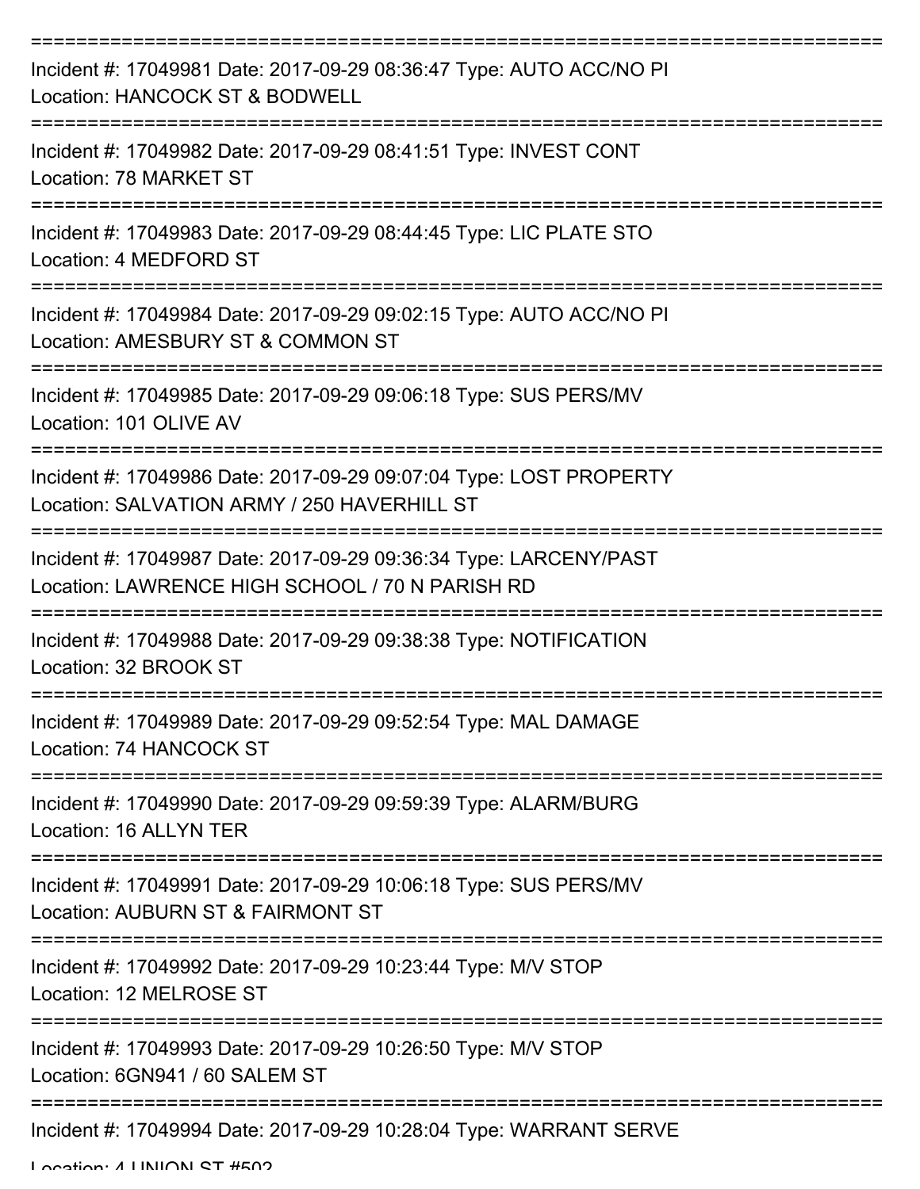===========================================================================

Incident #: 17049981 Date: 2017-09-29 08:36:47 Type: AUTO ACC/NO PI
Location: HANCOCK ST & BODWELL

===========================================================================

Incident #: 17049982 Date: 2017-09-29 08:41:51 Type: INVEST CONT
Location: 78 MARKET ST

===========================================================================

Incident #: 17049983 Date: 2017-09-29 08:44:45 Type: LIC PLATE STO
Location: 4 MEDFORD ST

===========================================================================

Incident #: 17049984 Date: 2017-09-29 09:02:15 Type: AUTO ACC/NO PI
Location: AMESBURY ST & COMMON ST

===========================================================================

Incident #: 17049985 Date: 2017-09-29 09:06:18 Type: SUS PERS/MV
Location: 101 OLIVE AV

===========================================================================

Incident #: 17049986 Date: 2017-09-29 09:07:04 Type: LOST PROPERTY
Location: SALVATION ARMY / 250 HAVERHILL ST

===========================================================================

Incident #: 17049987 Date: 2017-09-29 09:36:34 Type: LARCENY/PAST
Location: LAWRENCE HIGH SCHOOL / 70 N PARISH RD

===========================================================================

Incident #: 17049988 Date: 2017-09-29 09:38:38 Type: NOTIFICATION
Location: 32 BROOK ST

===========================================================================

Incident #: 17049989 Date: 2017-09-29 09:52:54 Type: MAL DAMAGE
Location: 74 HANCOCK ST

===========================================================================

Incident #: 17049990 Date: 2017-09-29 09:59:39 Type: ALARM/BURG
Location: 16 ALLYN TER

===========================================================================

Incident #: 17049991 Date: 2017-09-29 10:06:18 Type: SUS PERS/MV
Location: AUBURN ST & FAIRMONT ST

===========================================================================

Incident #: 17049992 Date: 2017-09-29 10:23:44 Type: M/V STOP
Location: 12 MELROSE ST

===========================================================================

Incident #: 17049993 Date: 2017-09-29 10:26:50 Type: M/V STOP
Location: 6GN941 / 60 SALEM ST

===========================================================================

Incident #: 17049994 Date: 2017-09-29 10:28:04 Type: WARRANT SERVE
Location: 4 UNION ST #502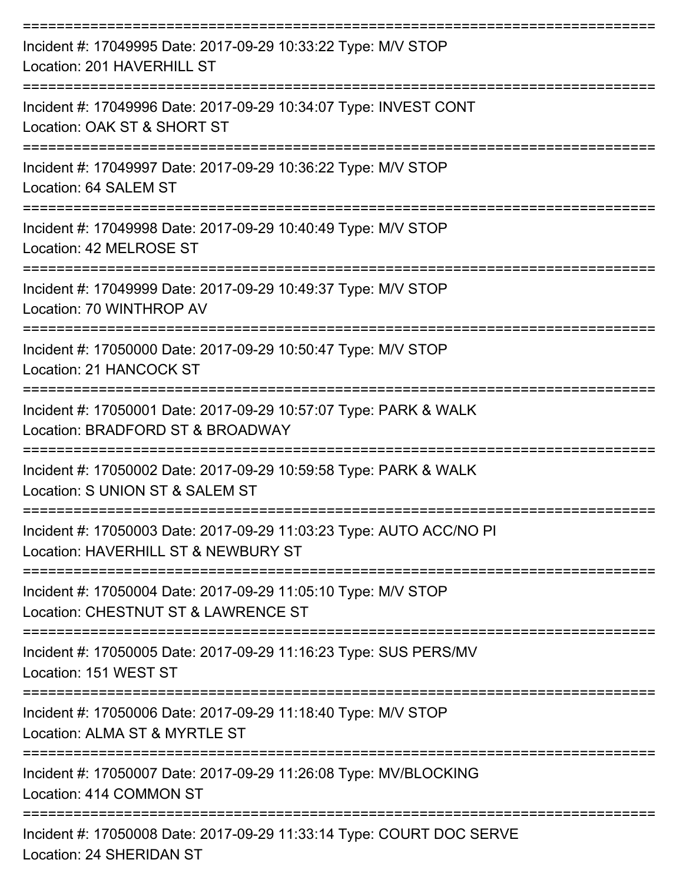===========================================================================

Incident #: 17049995 Date: 2017-09-29 10:33:22 Type: M/V STOP
Location: 201 HAVERHILL ST

===========================================================================

Incident #: 17049996 Date: 2017-09-29 10:34:07 Type: INVEST CONT
Location: OAK ST & SHORT ST

===========================================================================

Incident #: 17049997 Date: 2017-09-29 10:36:22 Type: M/V STOP
Location: 64 SALEM ST

===========================================================================

Incident #: 17049998 Date: 2017-09-29 10:40:49 Type: M/V STOP
Location: 42 MELROSE ST

===========================================================================

Incident #: 17049999 Date: 2017-09-29 10:49:37 Type: M/V STOP
Location: 70 WINTHROP AV

===========================================================================

Incident #: 17050000 Date: 2017-09-29 10:50:47 Type: M/V STOP
Location: 21 HANCOCK ST

===========================================================================

Incident #: 17050001 Date: 2017-09-29 10:57:07 Type: PARK & WALK
Location: BRADFORD ST & BROADWAY

===========================================================================

Incident #: 17050002 Date: 2017-09-29 10:59:58 Type: PARK & WALK
Location: S UNION ST & SALEM ST

===========================================================================

Incident #: 17050003 Date: 2017-09-29 11:03:23 Type: AUTO ACC/NO PI
Location: HAVERHILL ST & NEWBURY ST

===========================================================================

Incident #: 17050004 Date: 2017-09-29 11:05:10 Type: M/V STOP
Location: CHESTNUT ST & LAWRENCE ST

===========================================================================

Incident #: 17050005 Date: 2017-09-29 11:16:23 Type: SUS PERS/MV
Location: 151 WEST ST

===========================================================================

Incident #: 17050006 Date: 2017-09-29 11:18:40 Type: M/V STOP
Location: ALMA ST & MYRTLE ST

===========================================================================

Incident #: 17050007 Date: 2017-09-29 11:26:08 Type: MV/BLOCKING
Location: 414 COMMON ST

===========================================================================

Incident #: 17050008 Date: 2017-09-29 11:33:14 Type: COURT DOC SERVE
Location: 24 SHERIDAN ST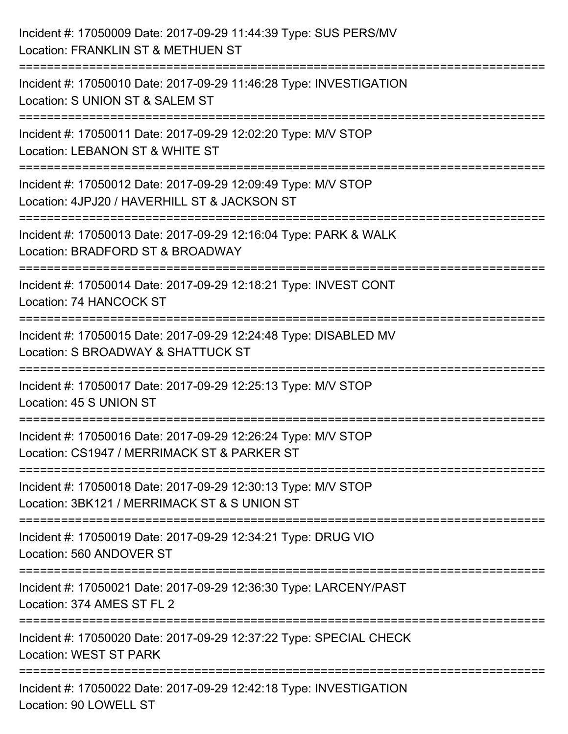Incident #: 17050009 Date: 2017-09-29 11:44:39 Type: SUS PERS/MV
Location: FRANKLIN ST & METHUEN ST

===========================================================================

Incident #: 17050010 Date: 2017-09-29 11:46:28 Type: INVESTIGATION
Location: S UNION ST & SALEM ST

===========================================================================

Incident #: 17050011 Date: 2017-09-29 12:02:20 Type: M/V STOP
Location: LEBANON ST & WHITE ST

===========================================================================

Incident #: 17050012 Date: 2017-09-29 12:09:49 Type: M/V STOP
Location: 4JPJ20 / HAVERHILL ST & JACKSON ST

===========================================================================

Incident #: 17050013 Date: 2017-09-29 12:16:04 Type: PARK & WALK
Location: BRADFORD ST & BROADWAY

===========================================================================

Incident #: 17050014 Date: 2017-09-29 12:18:21 Type: INVEST CONT
Location: 74 HANCOCK ST

===========================================================================

Incident #: 17050015 Date: 2017-09-29 12:24:48 Type: DISABLED MV
Location: S BROADWAY & SHATTUCK ST

===========================================================================

Incident #: 17050017 Date: 2017-09-29 12:25:13 Type: M/V STOP
Location: 45 S UNION ST

===========================================================================

Incident #: 17050016 Date: 2017-09-29 12:26:24 Type: M/V STOP
Location: CS1947 / MERRIMACK ST & PARKER ST

===========================================================================

Incident #: 17050018 Date: 2017-09-29 12:30:13 Type: M/V STOP
Location: 3BK121 / MERRIMACK ST & S UNION ST

===========================================================================

Incident #: 17050019 Date: 2017-09-29 12:34:21 Type: DRUG VIO
Location: 560 ANDOVER ST

===========================================================================

Incident #: 17050021 Date: 2017-09-29 12:36:30 Type: LARCENY/PAST
Location: 374 AMES ST FL 2

===========================================================================

Incident #: 17050020 Date: 2017-09-29 12:37:22 Type: SPECIAL CHECK
Location: WEST ST PARK

===========================================================================

Incident #: 17050022 Date: 2017-09-29 12:42:18 Type: INVESTIGATION
Location: 90 LOWELL ST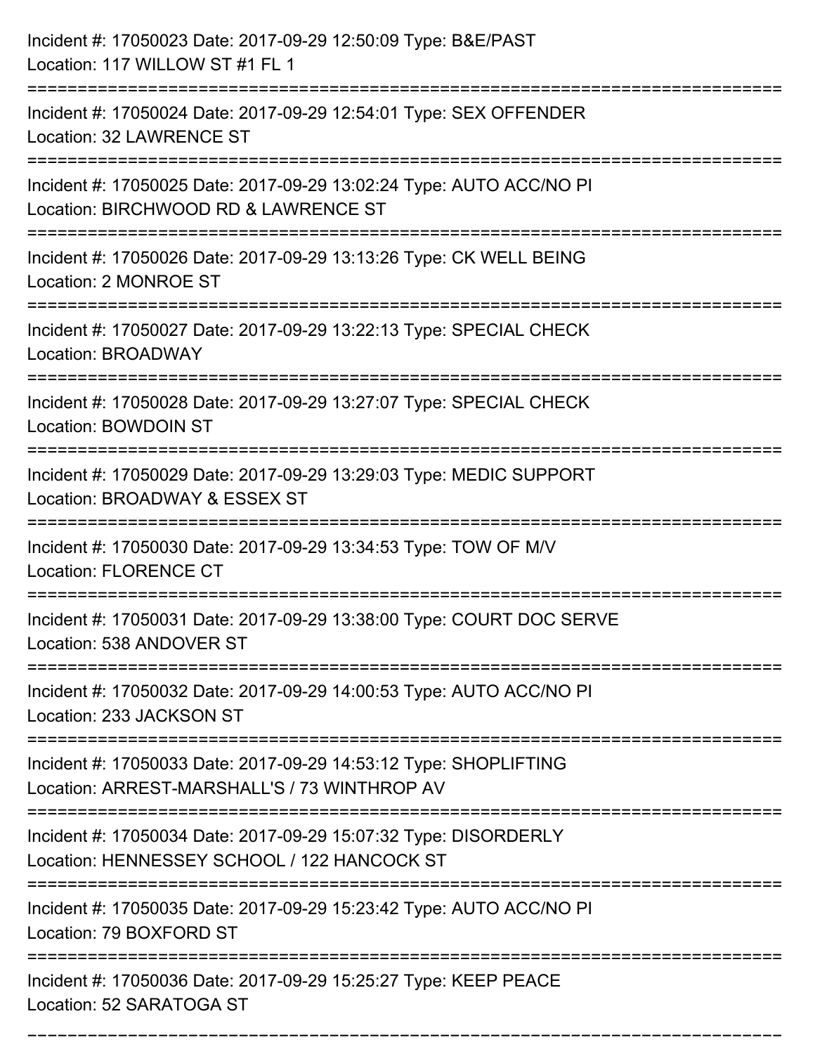Incident #: 17050023 Date: 2017-09-29 12:50:09 Type: B&E/PAST
Location: 117 WILLOW ST #1 FL 1

===========================================================================

Incident #: 17050024 Date: 2017-09-29 12:54:01 Type: SEX OFFENDER
Location: 32 LAWRENCE ST

===========================================================================

Incident #: 17050025 Date: 2017-09-29 13:02:24 Type: AUTO ACC/NO PI
Location: BIRCHWOOD RD & LAWRENCE ST

===========================================================================

Incident #: 17050026 Date: 2017-09-29 13:13:26 Type: CK WELL BEING
Location: 2 MONROE ST

===========================================================================

Incident #: 17050027 Date: 2017-09-29 13:22:13 Type: SPECIAL CHECK
Location: BROADWAY

===========================================================================

Incident #: 17050028 Date: 2017-09-29 13:27:07 Type: SPECIAL CHECK
Location: BOWDOIN ST

===========================================================================

Incident #: 17050029 Date: 2017-09-29 13:29:03 Type: MEDIC SUPPORT
Location: BROADWAY & ESSEX ST

===========================================================================

Incident #: 17050030 Date: 2017-09-29 13:34:53 Type: TOW OF M/V
Location: FLORENCE CT

===========================================================================

Incident #: 17050031 Date: 2017-09-29 13:38:00 Type: COURT DOC SERVE
Location: 538 ANDOVER ST

===========================================================================

Incident #: 17050032 Date: 2017-09-29 14:00:53 Type: AUTO ACC/NO PI
Location: 233 JACKSON ST

===========================================================================

Incident #: 17050033 Date: 2017-09-29 14:53:12 Type: SHOPLIFTING
Location: ARREST-MARSHALL'S / 73 WINTHROP AV

===========================================================================

Incident #: 17050034 Date: 2017-09-29 15:07:32 Type: DISORDERLY
Location: HENNESSEY SCHOOL / 122 HANCOCK ST

===========================================================================

Incident #: 17050035 Date: 2017-09-29 15:23:42 Type: AUTO ACC/NO PI
Location: 79 BOXFORD ST

===========================================================================

Incident #: 17050036 Date: 2017-09-29 15:25:27 Type: KEEP PEACE
Location: 52 SARATOGA ST

===========================================================================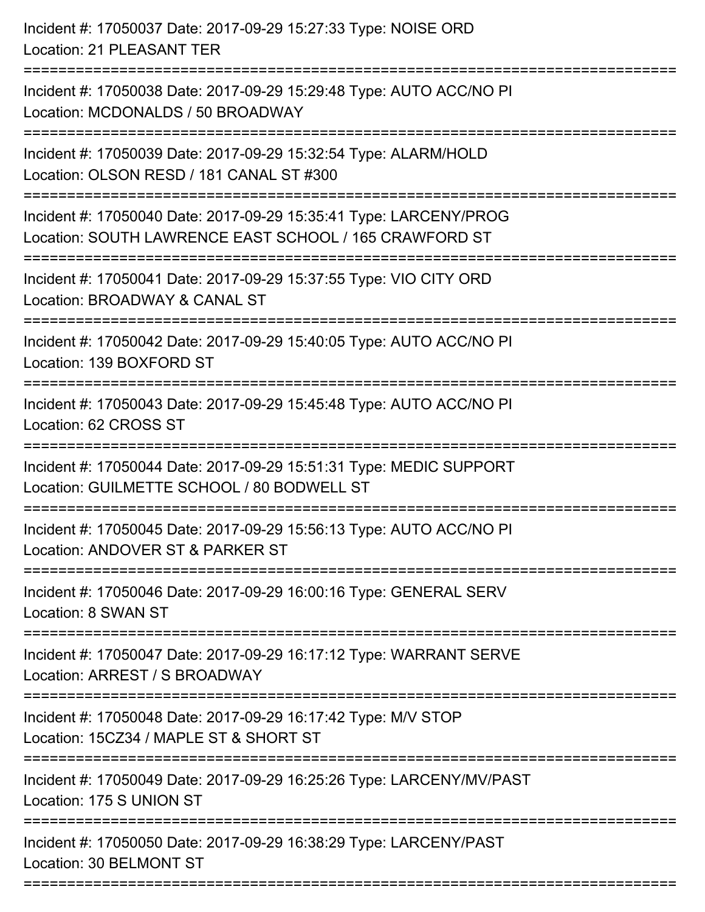Incident #: 17050037 Date: 2017-09-29 15:27:33 Type: NOISE ORD
Location: 21 PLEASANT TER

===========================================================================

Incident #: 17050038 Date: 2017-09-29 15:29:48 Type: AUTO ACC/NO PI
Location: MCDONALDS / 50 BROADWAY

===========================================================================

Incident #: 17050039 Date: 2017-09-29 15:32:54 Type: ALARM/HOLD
Location: OLSON RESD / 181 CANAL ST #300

===========================================================================

Incident #: 17050040 Date: 2017-09-29 15:35:41 Type: LARCENY/PROG
Location: SOUTH LAWRENCE EAST SCHOOL / 165 CRAWFORD ST

===========================================================================

Incident #: 17050041 Date: 2017-09-29 15:37:55 Type: VIO CITY ORD
Location: BROADWAY & CANAL ST

===========================================================================

Incident #: 17050042 Date: 2017-09-29 15:40:05 Type: AUTO ACC/NO PI
Location: 139 BOXFORD ST

===========================================================================

Incident #: 17050043 Date: 2017-09-29 15:45:48 Type: AUTO ACC/NO PI
Location: 62 CROSS ST

===========================================================================

Incident #: 17050044 Date: 2017-09-29 15:51:31 Type: MEDIC SUPPORT
Location: GUILMETTE SCHOOL / 80 BODWELL ST

===========================================================================

Incident #: 17050045 Date: 2017-09-29 15:56:13 Type: AUTO ACC/NO PI
Location: ANDOVER ST & PARKER ST

===========================================================================

Incident #: 17050046 Date: 2017-09-29 16:00:16 Type: GENERAL SERV
Location: 8 SWAN ST

===========================================================================

Incident #: 17050047 Date: 2017-09-29 16:17:12 Type: WARRANT SERVE
Location: ARREST / S BROADWAY

===========================================================================

Incident #: 17050048 Date: 2017-09-29 16:17:42 Type: M/V STOP
Location: 15CZ34 / MAPLE ST & SHORT ST

===========================================================================

Incident #: 17050049 Date: 2017-09-29 16:25:26 Type: LARCENY/MV/PAST
Location: 175 S UNION ST

===========================================================================

Incident #: 17050050 Date: 2017-09-29 16:38:29 Type: LARCENY/PAST
Location: 30 BELMONT ST

===========================================================================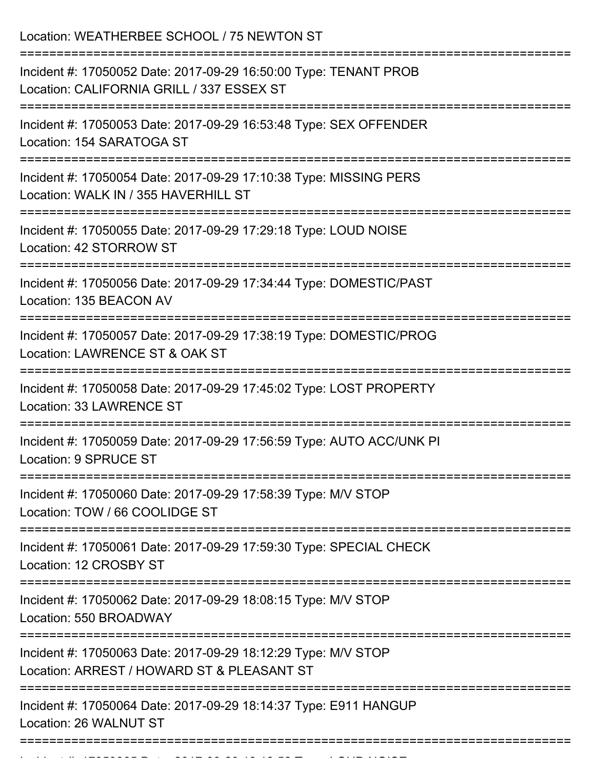Location: WEATHERBEE SCHOOL / 75 NEWTON ST

===========================================================================

Incident #: 17050052 Date: 2017-09-29 16:50:00 Type: TENANT PROB
Location: CALIFORNIA GRILL / 337 ESSEX ST

===========================================================================

Incident #: 17050053 Date: 2017-09-29 16:53:48 Type: SEX OFFENDER
Location: 154 SARATOGA ST

===========================================================================

Incident #: 17050054 Date: 2017-09-29 17:10:38 Type: MISSING PERS
Location: WALK IN / 355 HAVERHILL ST

===========================================================================

Incident #: 17050055 Date: 2017-09-29 17:29:18 Type: LOUD NOISE
Location: 42 STORROW ST

===========================================================================

Incident #: 17050056 Date: 2017-09-29 17:34:44 Type: DOMESTIC/PAST
Location: 135 BEACON AV

===========================================================================

Incident #: 17050057 Date: 2017-09-29 17:38:19 Type: DOMESTIC/PROG
Location: LAWRENCE ST & OAK ST

===========================================================================

Incident #: 17050058 Date: 2017-09-29 17:45:02 Type: LOST PROPERTY
Location: 33 LAWRENCE ST

===========================================================================

Incident #: 17050059 Date: 2017-09-29 17:56:59 Type: AUTO ACC/UNK PI
Location: 9 SPRUCE ST

===========================================================================

Incident #: 17050060 Date: 2017-09-29 17:58:39 Type: M/V STOP
Location: TOW / 66 COOLIDGE ST

===========================================================================

Incident #: 17050061 Date: 2017-09-29 17:59:30 Type: SPECIAL CHECK
Location: 12 CROSBY ST

===========================================================================

Incident #: 17050062 Date: 2017-09-29 18:08:15 Type: M/V STOP
Location: 550 BROADWAY

===========================================================================

Incident #: 17050063 Date: 2017-09-29 18:12:29 Type: M/V STOP
Location: ARREST / HOWARD ST & PLEASANT ST

===========================================================================

Incident #: 17050064 Date: 2017-09-29 18:14:37 Type: E911 HANGUP
Location: 26 WALNUT ST

===========================================================================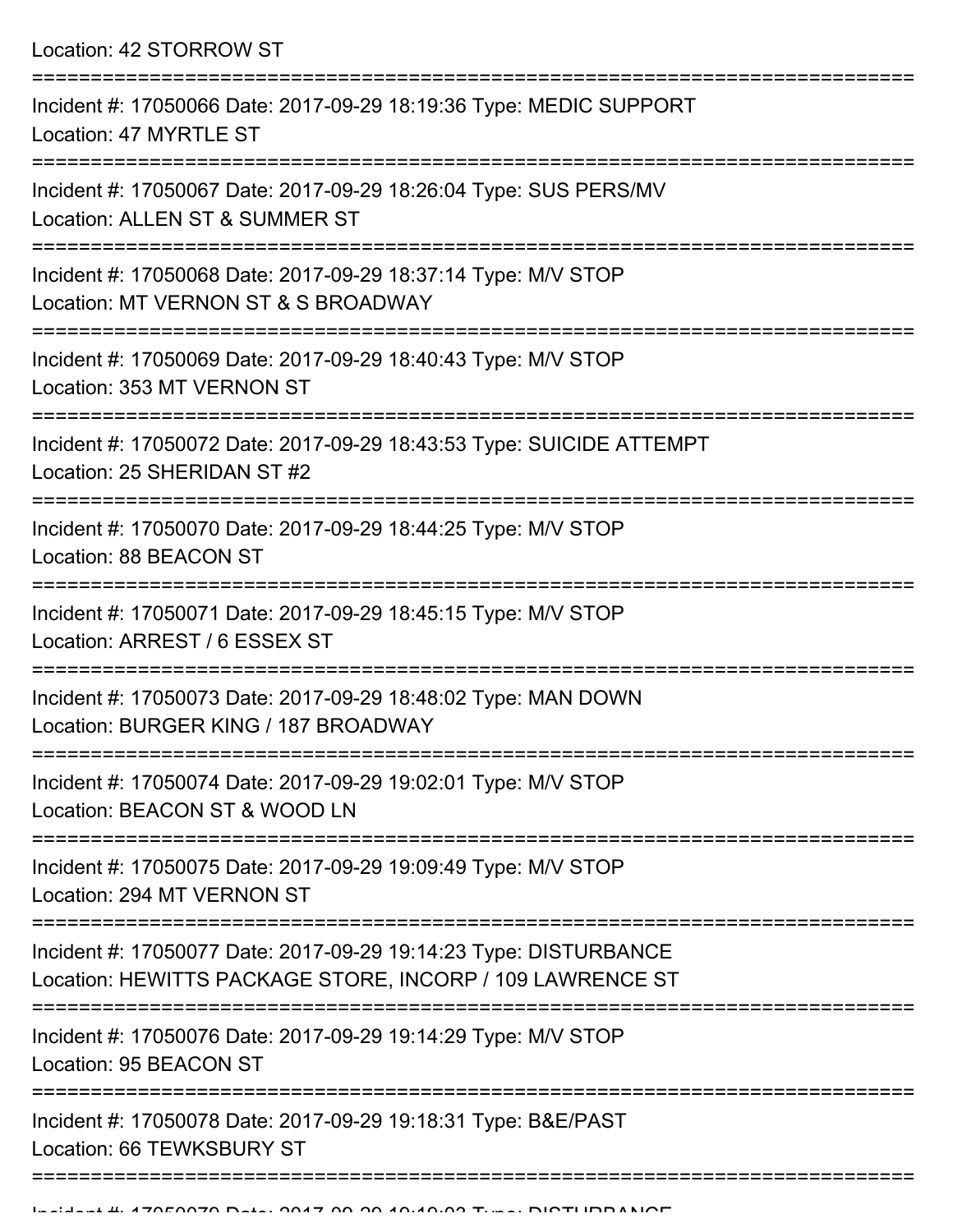Location: 42 STORROW ST

===========================================================================

Incident #: 17050066 Date: 2017-09-29 18:19:36 Type: MEDIC SUPPORT
Location: 47 MYRTLE ST

===========================================================================

Incident #: 17050067 Date: 2017-09-29 18:26:04 Type: SUS PERS/MV
Location: ALLEN ST & SUMMER ST

===========================================================================

Incident #: 17050068 Date: 2017-09-29 18:37:14 Type: M/V STOP
Location: MT VERNON ST & S BROADWAY

===========================================================================

Incident #: 17050069 Date: 2017-09-29 18:40:43 Type: M/V STOP
Location: 353 MT VERNON ST

===========================================================================

Incident #: 17050072 Date: 2017-09-29 18:43:53 Type: SUICIDE ATTEMPT
Location: 25 SHERIDAN ST #2

===========================================================================

Incident #: 17050070 Date: 2017-09-29 18:44:25 Type: M/V STOP
Location: 88 BEACON ST

===========================================================================

Incident #: 17050071 Date: 2017-09-29 18:45:15 Type: M/V STOP
Location: ARREST / 6 ESSEX ST

===========================================================================

Incident #: 17050073 Date: 2017-09-29 18:48:02 Type: MAN DOWN
Location: BURGER KING / 187 BROADWAY

===========================================================================

Incident #: 17050074 Date: 2017-09-29 19:02:01 Type: M/V STOP
Location: BEACON ST & WOOD LN

===========================================================================

Incident #: 17050075 Date: 2017-09-29 19:09:49 Type: M/V STOP
Location: 294 MT VERNON ST

===========================================================================

Incident #: 17050077 Date: 2017-09-29 19:14:23 Type: DISTURBANCE
Location: HEWITTS PACKAGE STORE, INCORP / 109 LAWRENCE ST

===========================================================================

Incident #: 17050076 Date: 2017-09-29 19:14:29 Type: M/V STOP
Location: 95 BEACON ST

===========================================================================

Incident #: 17050078 Date: 2017-09-29 19:18:31 Type: B&E/PAST
Location: 66 TEWKSBURY ST

===========================================================================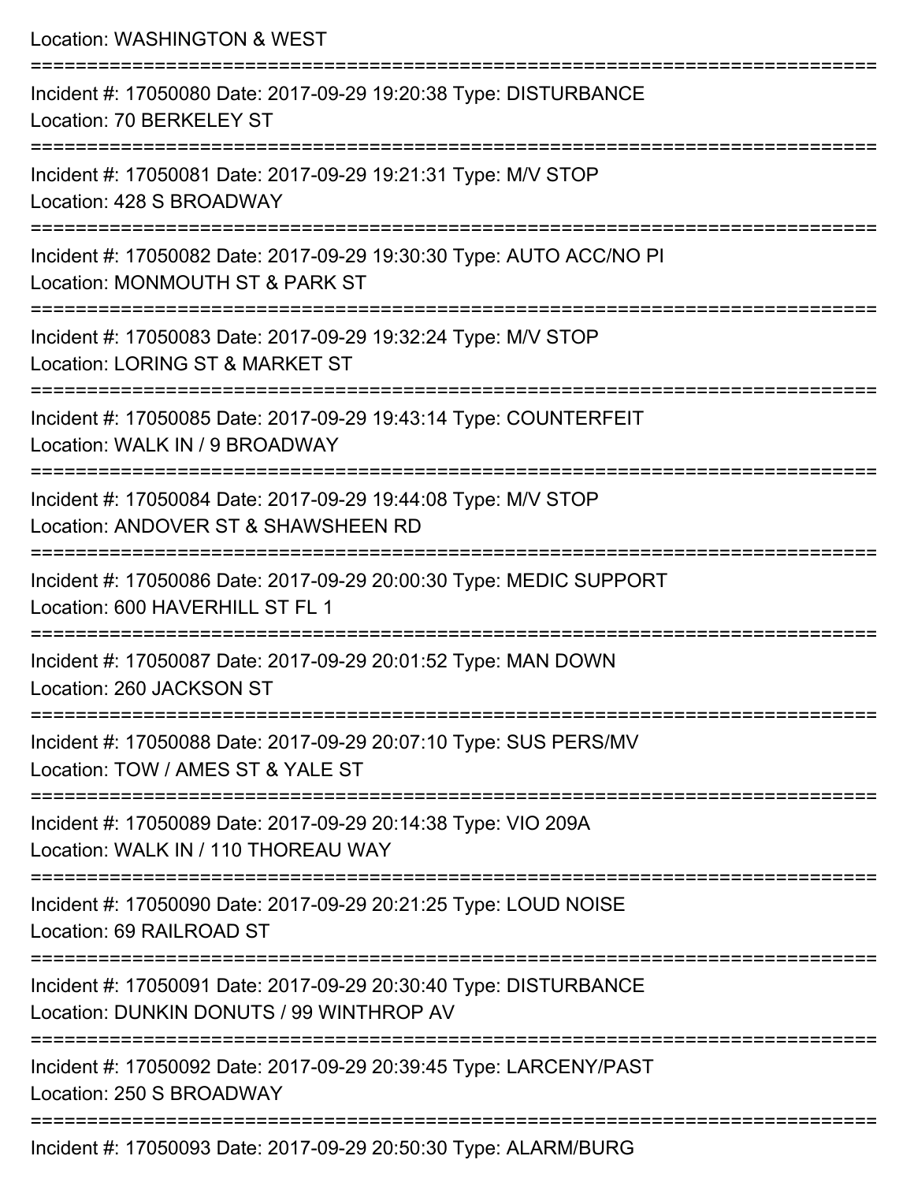Location: WASHINGTON & WEST

===========================================================================

Incident #: 17050080 Date: 2017-09-29 19:20:38 Type: DISTURBANCE
Location: 70 BERKELEY ST

===========================================================================

Incident #: 17050081 Date: 2017-09-29 19:21:31 Type: M/V STOP
Location: 428 S BROADWAY

===========================================================================

Incident #: 17050082 Date: 2017-09-29 19:30:30 Type: AUTO ACC/NO PI
Location: MONMOUTH ST & PARK ST

===========================================================================

Incident #: 17050083 Date: 2017-09-29 19:32:24 Type: M/V STOP
Location: LORING ST & MARKET ST

===========================================================================

Incident #: 17050085 Date: 2017-09-29 19:43:14 Type: COUNTERFEIT
Location: WALK IN / 9 BROADWAY

===========================================================================

Incident #: 17050084 Date: 2017-09-29 19:44:08 Type: M/V STOP
Location: ANDOVER ST & SHAWSHEEN RD

===========================================================================

Incident #: 17050086 Date: 2017-09-29 20:00:30 Type: MEDIC SUPPORT
Location: 600 HAVERHILL ST FL 1

===========================================================================

Incident #: 17050087 Date: 2017-09-29 20:01:52 Type: MAN DOWN
Location: 260 JACKSON ST

===========================================================================

Incident #: 17050088 Date: 2017-09-29 20:07:10 Type: SUS PERS/MV
Location: TOW / AMES ST & YALE ST

===========================================================================

Incident #: 17050089 Date: 2017-09-29 20:14:38 Type: VIO 209A
Location: WALK IN / 110 THOREAU WAY

===========================================================================

Incident #: 17050090 Date: 2017-09-29 20:21:25 Type: LOUD NOISE
Location: 69 RAILROAD ST

===========================================================================

Incident #: 17050091 Date: 2017-09-29 20:30:40 Type: DISTURBANCE
Location: DUNKIN DONUTS / 99 WINTHROP AV

===========================================================================

Incident #: 17050092 Date: 2017-09-29 20:39:45 Type: LARCENY/PAST
Location: 250 S BROADWAY

===========================================================================

Incident #: 17050093 Date: 2017-09-29 20:50:30 Type: ALARM/BURG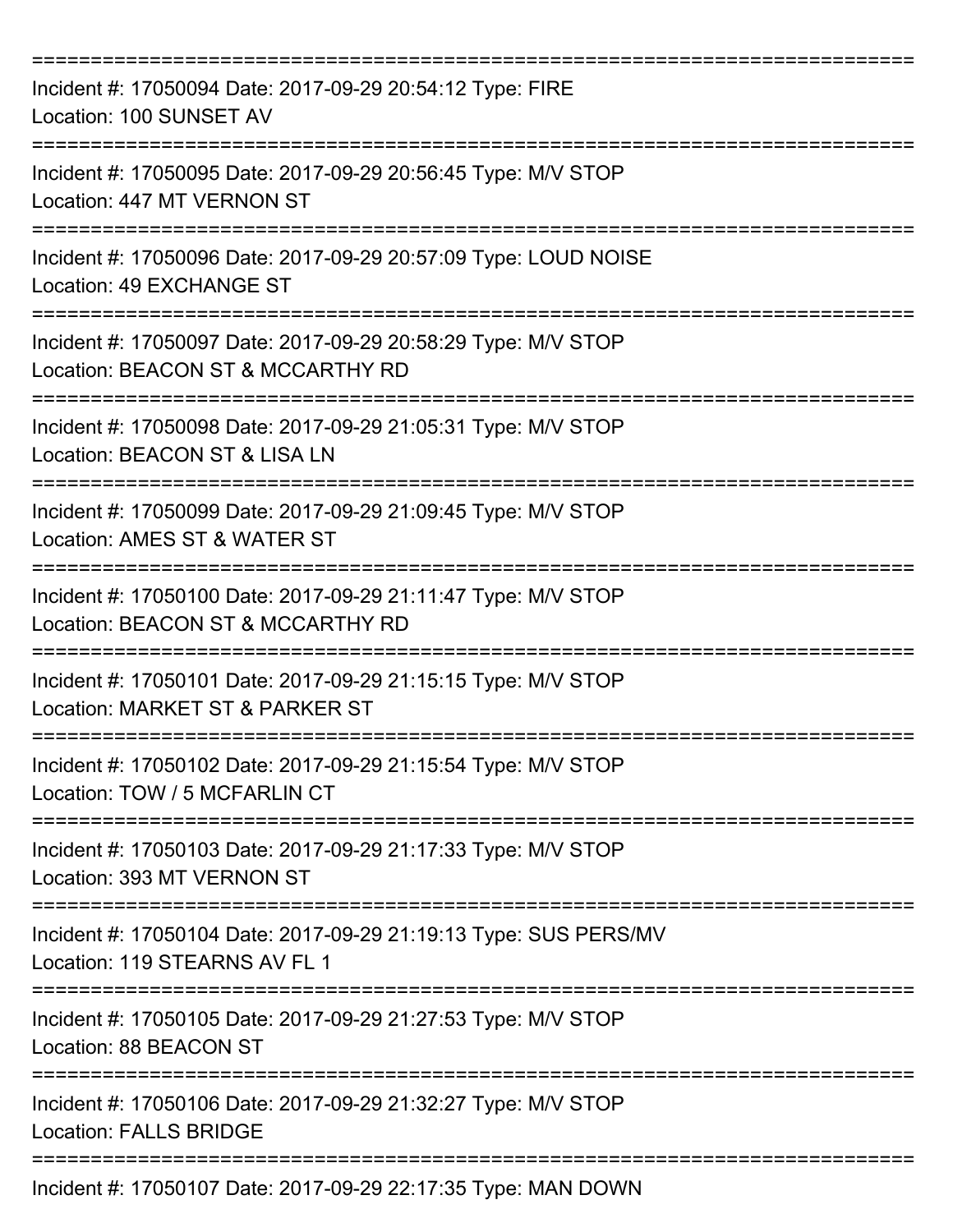===========================================================================

Incident #: 17050094 Date: 2017-09-29 20:54:12 Type: FIRE
Location: 100 SUNSET AV

===========================================================================

Incident #: 17050095 Date: 2017-09-29 20:56:45 Type: M/V STOP
Location: 447 MT VERNON ST

===========================================================================

Incident #: 17050096 Date: 2017-09-29 20:57:09 Type: LOUD NOISE
Location: 49 EXCHANGE ST

===========================================================================

Incident #: 17050097 Date: 2017-09-29 20:58:29 Type: M/V STOP
Location: BEACON ST & MCCARTHY RD

===========================================================================

Incident #: 17050098 Date: 2017-09-29 21:05:31 Type: M/V STOP
Location: BEACON ST & LISA LN

===========================================================================

Incident #: 17050099 Date: 2017-09-29 21:09:45 Type: M/V STOP
Location: AMES ST & WATER ST

===========================================================================

Incident #: 17050100 Date: 2017-09-29 21:11:47 Type: M/V STOP
Location: BEACON ST & MCCARTHY RD

===========================================================================

Incident #: 17050101 Date: 2017-09-29 21:15:15 Type: M/V STOP
Location: MARKET ST & PARKER ST

===========================================================================

Incident #: 17050102 Date: 2017-09-29 21:15:54 Type: M/V STOP
Location: TOW / 5 MCFARLIN CT

===========================================================================

Incident #: 17050103 Date: 2017-09-29 21:17:33 Type: M/V STOP
Location: 393 MT VERNON ST

===========================================================================

Incident #: 17050104 Date: 2017-09-29 21:19:13 Type: SUS PERS/MV
Location: 119 STEARNS AV FL 1

===========================================================================

Incident #: 17050105 Date: 2017-09-29 21:27:53 Type: M/V STOP
Location: 88 BEACON ST

===========================================================================

Incident #: 17050106 Date: 2017-09-29 21:32:27 Type: M/V STOP
Location: FALLS BRIDGE

===========================================================================

Incident #: 17050107 Date: 2017-09-29 22:17:35 Type: MAN DOWN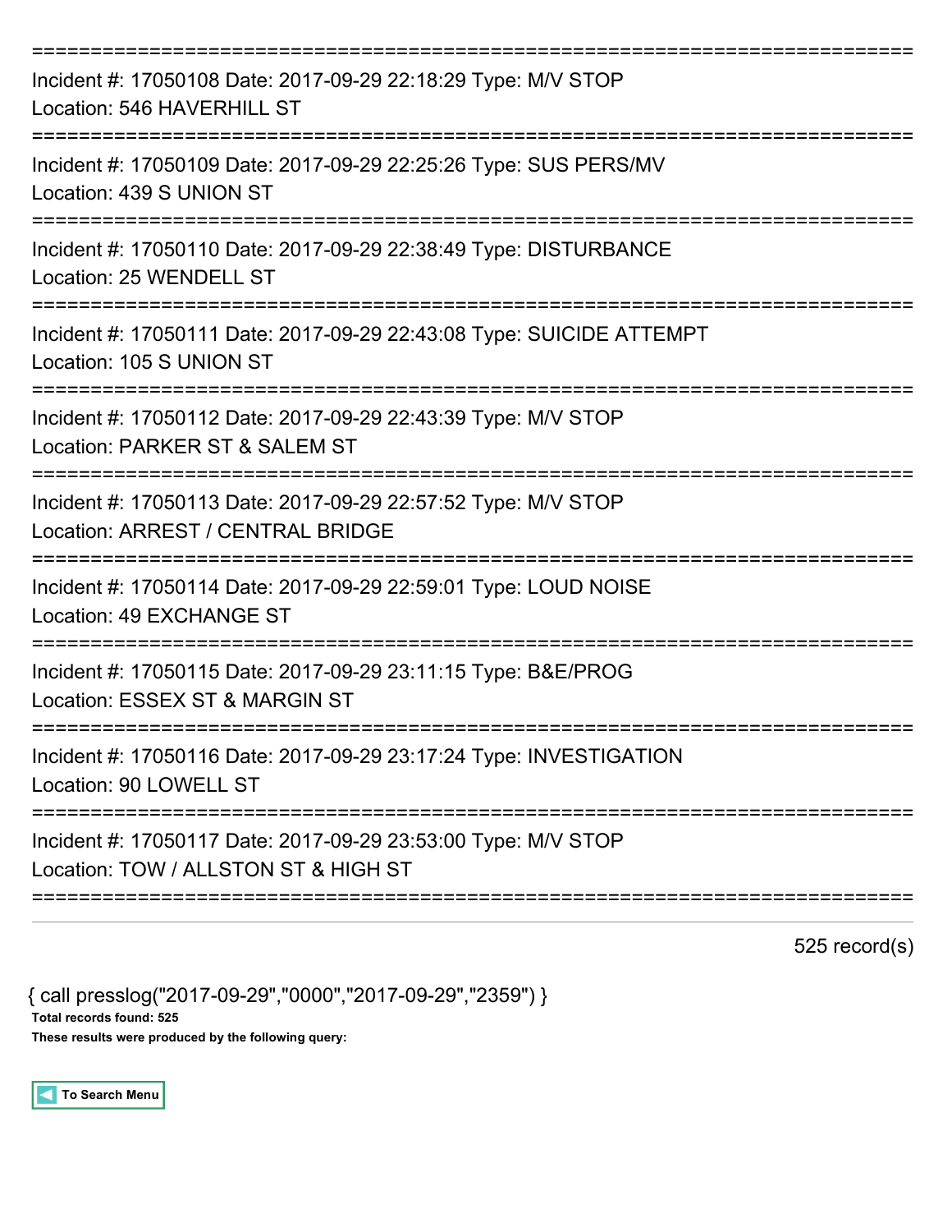===========================================================================

Incident #: 17050108 Date: 2017-09-29 22:18:29 Type: M/V STOP
Location: 546 HAVERHILL ST

===========================================================================

Incident #: 17050109 Date: 2017-09-29 22:25:26 Type: SUS PERS/MV
Location: 439 S UNION ST

===========================================================================

Incident #: 17050110 Date: 2017-09-29 22:38:49 Type: DISTURBANCE
Location: 25 WENDELL ST

===========================================================================

Incident #: 17050111 Date: 2017-09-29 22:43:08 Type: SUICIDE ATTEMPT
Location: 105 S UNION ST

===========================================================================

Incident #: 17050112 Date: 2017-09-29 22:43:39 Type: M/V STOP
Location: PARKER ST & SALEM ST

===========================================================================

Incident #: 17050113 Date: 2017-09-29 22:57:52 Type: M/V STOP
Location: ARREST / CENTRAL BRIDGE

===========================================================================

Incident #: 17050114 Date: 2017-09-29 22:59:01 Type: LOUD NOISE
Location: 49 EXCHANGE ST

===========================================================================

Incident #: 17050115 Date: 2017-09-29 23:11:15 Type: B&E/PROG
Location: ESSEX ST & MARGIN ST

===========================================================================

Incident #: 17050116 Date: 2017-09-29 23:17:24 Type: INVESTIGATION
Location: 90 LOWELL ST

===========================================================================

Incident #: 17050117 Date: 2017-09-29 23:53:00 Type: M/V STOP
Location: TOW / ALLSTON ST & HIGH ST

===========================================================================

525 record(s)

{ call presslog("2017-09-29","0000","2017-09-29","2359") }

**Total records found: 525**

**These results were produced by the following query:**

To Search Menu